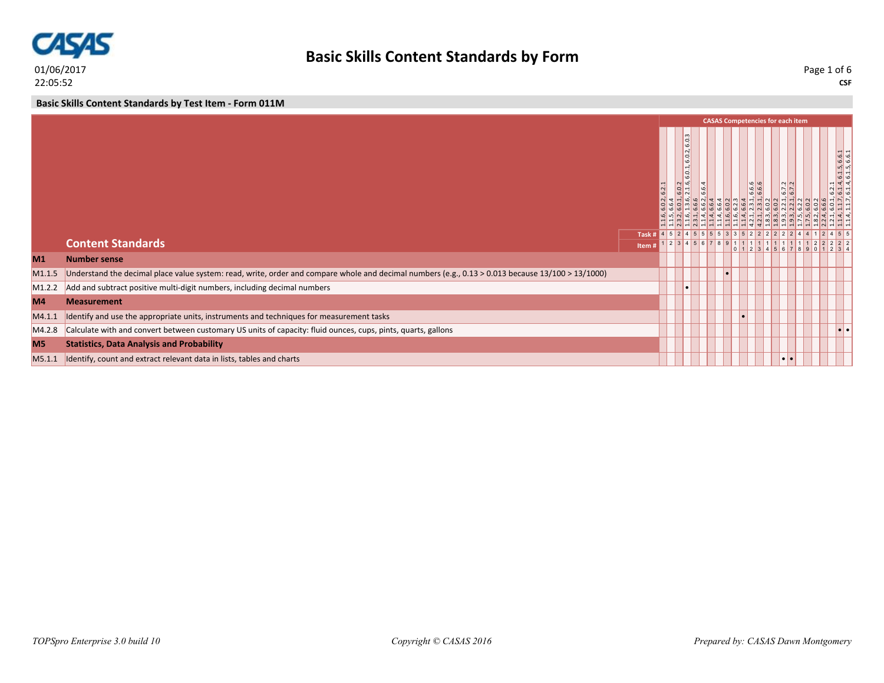# Basic Skills Content Standards by Form

01/06/2017
22:05:52

CSF

## Basic Skills Content Standards by Test Item - Form 011M

| | Content Standards | CASAS Competencies for each item | | | | | | | | | | | | | | | | | | | | | | | |
|---|---|---|---|---|---|---|---|---|---|---|---|---|---|---|---|---|---|---|---|---|---|---|---|---|---|
| | | 1.1.6, 6.0.2, 6.2.1 | 1.1.5, 6.6.4 | 2.3.2, 6.0.1, 6.0.2 | 1.1.6, 1.3.6, 2.1.6, 6.0.1, 6.0.2, 6.0.3 | 2.3.1, 6.6.6 | 1.1.4, 6.6.2, 6.6.4 | 1.1.4, 6.6.4 | 1.1.4, 6.6.4 | 1.1.6, 6.0.2 | 1.1.6, 6.2.3 | 1.1.4, 6.6.4 | 4.2.1, 2.3.1, 6.6.6 | 4.2.1, 2.3.1, 6.6.6 | 1.8.3, 6.0.2 | 1.8.3, 6.0.2 | 1.9.3, 2.2.1, 6.7.2 | 1.9.3, 2.2.1, 6.7.2 | 1.7.5, 6.2.2 | 1.7.5, 6.0.2 | 1.8.2, 6.0.2 | 2.2.4, 6.6.6 | 1.2.1, 6.0.1, 6.2.1 | 1.1.4, 1.1.7, 6.1.4, 6.1.5, 6.6.1 | 1.1.4, 1.1.7, 6.1.4, 6.1.5, 6.6.1 |
| | Task # | 4 | 5 | 2 | 4 | 5 | 5 | 5 | 5 | 3 | 3 | 5 | 2 | 2 | 2 | 2 | 2 | 2 | 4 | 4 | 1 | 2 | 4 | 5 | 5 |
| | Item # | 1 | 2 | 3 | 4 | 5 | 6 | 7 | 8 | 9 | 10 | 11 | 12 | 13 | 14 | 15 | 16 | 17 | 18 | 19 | 20 | 21 | 22 | 23 | 24 |
| **M1** | **Number sense** | | | | | | | | | | | | | | | | | | | | | | | | |
| M1.1.5 | Understand the decimal place value system: read, write, order and compare whole and decimal numbers (e.g., 0.13 > 0.013 because 13/100 > 13/1000) | | | | | | | | | • | | | | | | | | | | | | | | | |
| M1.2.2 | Add and subtract positive multi-digit numbers, including decimal numbers | | | | • | | | | | | | | | | | | | | | | | | | | |
| **M4** | **Measurement** | | | | | | | | | | | | | | | | | | | | | | | | |
| M4.1.1 | Identify and use the appropriate units, instruments and techniques for measurement tasks | | | | | | | | | | | • | | | | | | | | | | | | | |
| M4.2.8 | Calculate with and convert between customary US units of capacity: fluid ounces, cups, pints, quarts, gallons | | | | | | | | | | | | | | | | | | | | | | | • | • |
| **M5** | **Statistics, Data Analysis and Probability** | | | | | | | | | | | | | | | | | | | | | | | | |
| M5.1.1 | Identify, count and extract relevant data in lists, tables and charts | | | | | | | | | | | | | | | | • | • | | | | | | | |

*TOPSpro Enterprise 3.0 build 10* *Copyright © CASAS 2016* *Prepared by: CASAS Dawn Montgomery*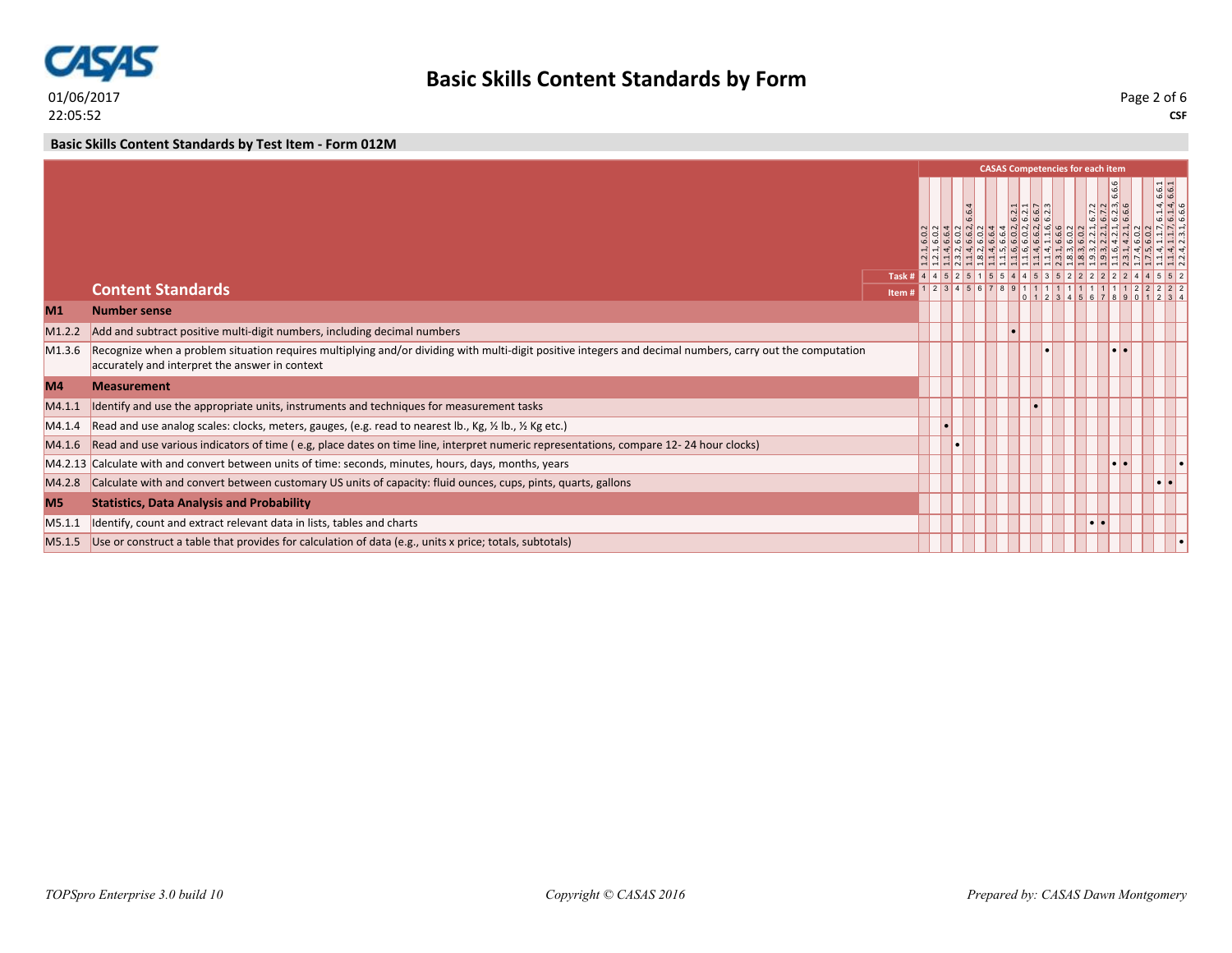# Basic Skills Content Standards by Form

## Basic Skills Content Standards by Test Item - Form 012M

| | Content Standards | CASAS Competencies for each item | | | | | | | | | | | | | | | | | | | | | | | |
|---|---|---|---|---|---|---|---|---|---|---|---|---|---|---|---|---|---|---|---|---|---|---|---|---|---|
| | | 1.2.1, 6.0.2 | 1.2.1, 6.0.2 | 1.1.4, 6.6.4 | 2.3.2, 6.0.2 | 1.1.4, 6.6.2, 6.6.4 | 1.8.2, 6.0.2 | 1.1.4, 6.6.4 | 1.1.5, 6.6.4 | 1.1.6, 6.0.2, 6.2.1 | 1.1.6, 6.0.2, 6.2.1 | 1.1.4, 6.6.2, 6.6.7 | 1.1.4, 1.1.6, 6.2.3 | 2.3.1, 6.6.6 | 1.8.3, 6.0.2 | 1.8.3, 6.0.2 | 1.9.3, 2.2.1, 6.7.2 | 1.9.3, 2.2.1, 6.7.2 | 1.1.6, 4.2.1, 6.2.3, 6.6.6 | 2.3.1, 4.2.1, 6.6.6 | 1.7.4, 6.0.2 | 1.7.5, 6.0.2 | 1.1.4, 1.1.7, 6.1.4, 6.6.1 | 1.1.4, 1.1.7, 6.1.4, 6.6.1 | 2.2.4, 2.3.1, 6.6.6 |
| | Task # | 4 | 4 | 5 | 2 | 5 | 1 | 5 | 5 | 4 | 4 | 5 | 3 | 5 | 2 | 2 | 2 | 2 | 2 | 2 | 4 | 4 | 5 | 5 | 2 |
| | Item # | 1 | 2 | 3 | 4 | 5 | 6 | 7 | 8 | 9 | 10 | 11 | 12 | 13 | 14 | 15 | 16 | 17 | 18 | 19 | 20 | 21 | 22 | 23 | 24 |
| **M1** | **Number sense** | | | | | | | | | | | | | | | | | | | | | | | | |
| M1.2.2 | Add and subtract positive multi-digit numbers, including decimal numbers | | | | | | | | | • | | | | | | | | | | | | | | | |
| M1.3.6 | Recognize when a problem situation requires multiplying and/or dividing with multi-digit positive integers and decimal numbers, carry out the computation accurately and interpret the answer in context | | | | | | | | | | | | • | | | | | | • | • | | | | | |
| **M4** | **Measurement** | | | | | | | | | | | | | | | | | | | | | | | | |
| M4.1.1 | Identify and use the appropriate units, instruments and techniques for measurement tasks | | | | | | | | | | | • | | | | | | | | | | | | | |
| M4.1.4 | Read and use analog scales: clocks, meters, gauges, (e.g. read to nearest lb., Kg, ½ lb., ½ Kg etc.) | | | • | | | | | | | | | | | | | | | | | | | | | |
| M4.1.6 | Read and use various indicators of time ( e.g, place dates on time line, interpret numeric representations, compare 12- 24 hour clocks) | | | | • | | | | | | | | | | | | | | | | | | | | |
| M4.2.13 | Calculate with and convert between units of time: seconds, minutes, hours, days, months, years | | | | | | | | | | | | | | | | | | • | • | | | | | • |
| M4.2.8 | Calculate with and convert between customary US units of capacity: fluid ounces, cups, pints, quarts, gallons | | | | | | | | | | | | | | | | | | | | | | • | • | |
| **M5** | **Statistics, Data Analysis and Probability** | | | | | | | | | | | | | | | | | | | | | | | | |
| M5.1.1 | Identify, count and extract relevant data in lists, tables and charts | | | | | | | | | | | | | | | | • | • | | | | | | | |
| M5.1.5 | Use or construct a table that provides for calculation of data (e.g., units x price; totals, subtotals) | | | | | | | | | | | | | | | | | | | | | | | | • |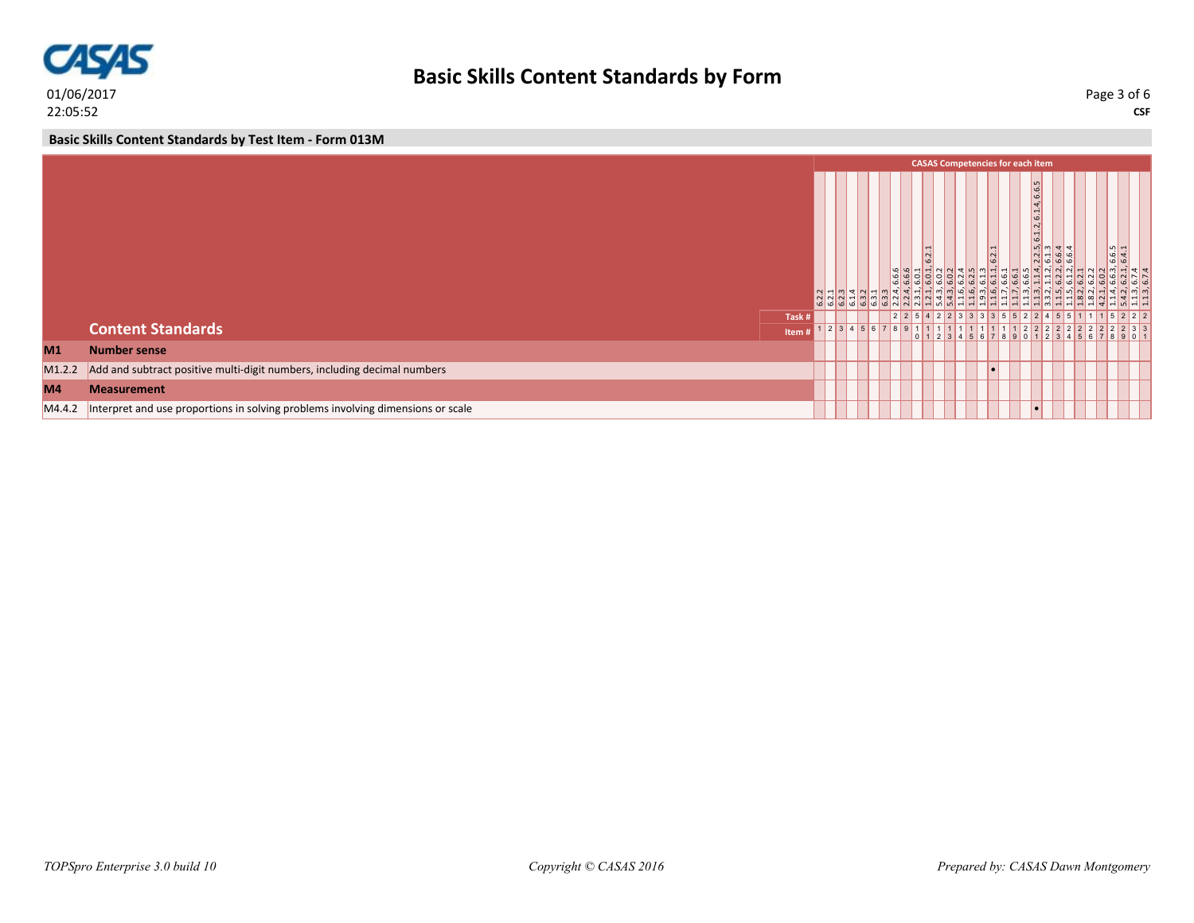## Basic Skills Content Standards by Form

01/06/2017
22:05:52

CSF

### Basic Skills Content Standards by Test Item - Form 013M

**CASAS Competencies for each item**

| | Content Standards | 1 | 2 | 3 | 4 | 5 | 6 | 7 | 8 | 9 | 10 | 11 | 12 | 13 | 14 | 15 | 16 | 17 | 18 | 19 | 20 | 21 | 22 | 23 | 24 | 25 | 26 | 27 | 28 | 29 | 30 | 31 |
|---|---|---|---|---|---|---|---|---|---|---|---|---|---|---|---|---|---|---|---|---|---|---|---|---|---|---|---|---|---|---|---|---|
| | CASAS Competencies | 6.2.2 | 6.2.1 | 6.2.3 | 6.1.4 | 6.3.2 | 6.3.1 | 6.3.3 | 2.2.4, 6.6.6 | 2.2.4, 6.6.6 | 2.3.1, 6.0.1 | 1.2.1, 6.0.1, 6.2.1 | 5.4.3, 6.0.2 | 5.4.3, 6.0.2 | 1.1.6, 6.2.4 | 1.1.6, 6.2.5 | 1.9.3, 6.1.3 | 1.1.6, 6.1.1, 6.2.1 | 1.1.7, 6.6.1 | 1.1.7, 6.6.1 | 1.1.3, 6.6.5 | 1.1.3, 1.1.4, 2.2.5, 6.1.2, 6.1.4, 6.6.5 | 3.3.2, 1.1.2, 6.1.3 | 1.1.5, 6.2.2, 6.6.4 | 1.1.5, 6.1.2, 6.6.4 | 1.8.2, 6.2.1 | 1.8.2, 6.2.2 | 4.2.1, 6.0.2 | 1.1.4, 6.6.3, 6.6.5 | 5.4.2, 6.2.1, 6.4.1 | 1.1.3, 6.7.4 | 1.1.3, 6.7.4 |
| | Task # | | | | | | | | 2 | 2 | 5 | 4 | 2 | 2 | 3 | 3 | 3 | 3 | 5 | 5 | 2 | 2 | 4 | 5 | 5 | 1 | 1 | 1 | 5 | 2 | 2 | 2 |
| | Item # | 1 | 2 | 3 | 4 | 5 | 6 | 7 | 8 | 9 | 10 | 11 | 12 | 13 | 14 | 15 | 16 | 17 | 18 | 19 | 20 | 21 | 22 | 23 | 24 | 25 | 26 | 27 | 28 | 29 | 30 | 31 |
| **M1** | **Number sense** | | | | | | | | | | | | | | | | | | | | | | | | | | | | | | | |
| M1.2.2 | Add and subtract positive multi-digit numbers, including decimal numbers | | | | | | | | | | | | | | | | | • | | | | | | | | | | | | | | |
| **M4** | **Measurement** | | | | | | | | | | | | | | | | | | | | | | | | | | | | | | | |
| M4.4.2 | Interpret and use proportions in solving problems involving dimensions or scale | | | | | | | | | | | | | | | | | | | | | • | | | | | | | | | | |

*TOPSpro Enterprise 3.0 build 10* *Copyright © CASAS 2016* *Prepared by: CASAS Dawn Montgomery*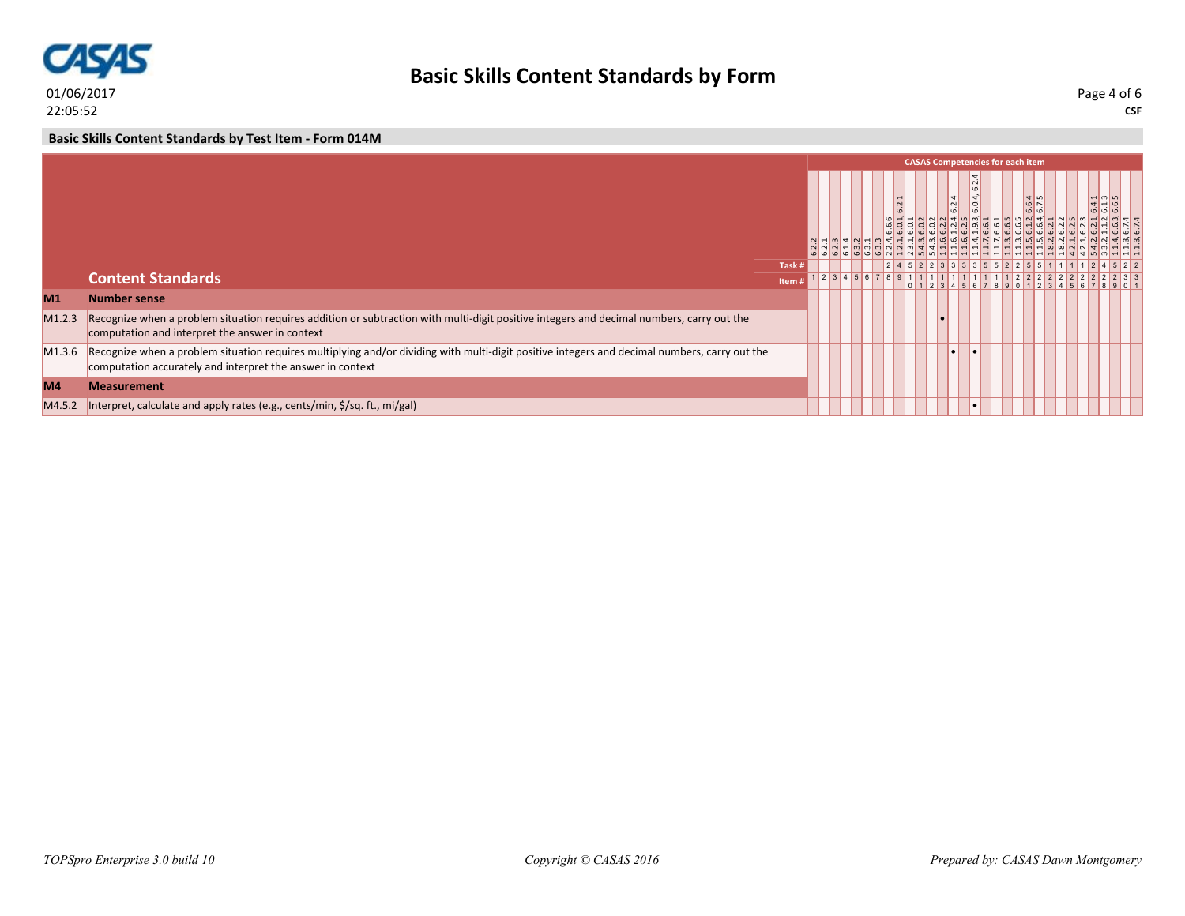## Basic Skills Content Standards by Form

**Basic Skills Content Standards by Test Item - Form 014M**

| | CASAS Competencies for each item | 6.2.2 | 6.2.1 | 6.2.3 | 6.1.4 | 6.3.2 | 6.3.1 | 6.3.3 | 2.2.4, 6.6.6 | 1.2.1, 6.0.1, 6.2.1 | 2.3.1, 6.0.1 | 5.4.3, 6.0.2 | 5.4.3, 6.0.2 | 1.1.6, 6.2.2 | 1.1.6, 1.2.4, 6.2.4 | 1.1.6, 6.2.5 | 1.1.4, 1.9.3, 6.0.4, 6.2.4 | 1.1.7, 6.6.1 | 1.1.7, 6.6.1 | 1.1.3, 6.6.5 | 1.1.3, 6.6.5 | 1.1.5, 6.1.2, 6.6.4 | 1.1.5, 6.6.4, 6.7.5 | 1.8.2, 6.2.1 | 1.8.2, 6.2.2 | 4.2.1, 6.2.5 | 4.2.1, 6.2.3 | 5.4.2, 6.2.1, 6.4.1 | 3.3.2, 1.1.2, 6.1.3 | 1.1.4, 6.6.3, 6.6.5 | 1.1.3, 6.7.4 | 1.1.3, 6.7.4 |
|---|---|---|---|---|---|---|---|---|---|---|---|---|---|---|---|---|---|---|---|---|---|---|---|---|---|---|---|---|---|---|---|---|
| | Task # | | | | | | | | 2 | 4 | 5 | 2 | 2 | 3 | 3 | 3 | 3 | 5 | 5 | 2 | 2 | 5 | 5 | 1 | 1 | 1 | 1 | 2 | 4 | 5 | 2 | 2 |
| | **Content Standards** — Item # | 1 | 2 | 3 | 4 | 5 | 6 | 7 | 8 | 9 | 10 | 11 | 12 | 13 | 14 | 15 | 16 | 17 | 18 | 19 | 20 | 21 | 22 | 23 | 24 | 25 | 26 | 27 | 28 | 29 | 30 | 31 |
| **M1** | **Number sense** | | | | | | | | | | | | | | | | | | | | | | | | | | | | | | | |
| M1.2.3 | Recognize when a problem situation requires addition or subtraction with multi-digit positive integers and decimal numbers, carry out the computation and interpret the answer in context | | | | | | | | | | | | | • | | | | | | | | | | | | | | | | | | |
| M1.3.6 | Recognize when a problem situation requires multiplying and/or dividing with multi-digit positive integers and decimal numbers, carry out the computation accurately and interpret the answer in context | | | | | | | | | | | | | | • | | • | | | | | | | | | | | | | | | |
| **M4** | **Measurement** | | | | | | | | | | | | | | | | | | | | | | | | | | | | | | | |
| M4.5.2 | Interpret, calculate and apply rates (e.g., cents/min, $/sq. ft., mi/gal) | | | | | | | | | | | | | | | | • | | | | | | | | | | | | | | | |

*TOPSpro Enterprise 3.0 build 10* — *Copyright © CASAS 2016* — *Prepared by: CASAS Dawn Montgomery*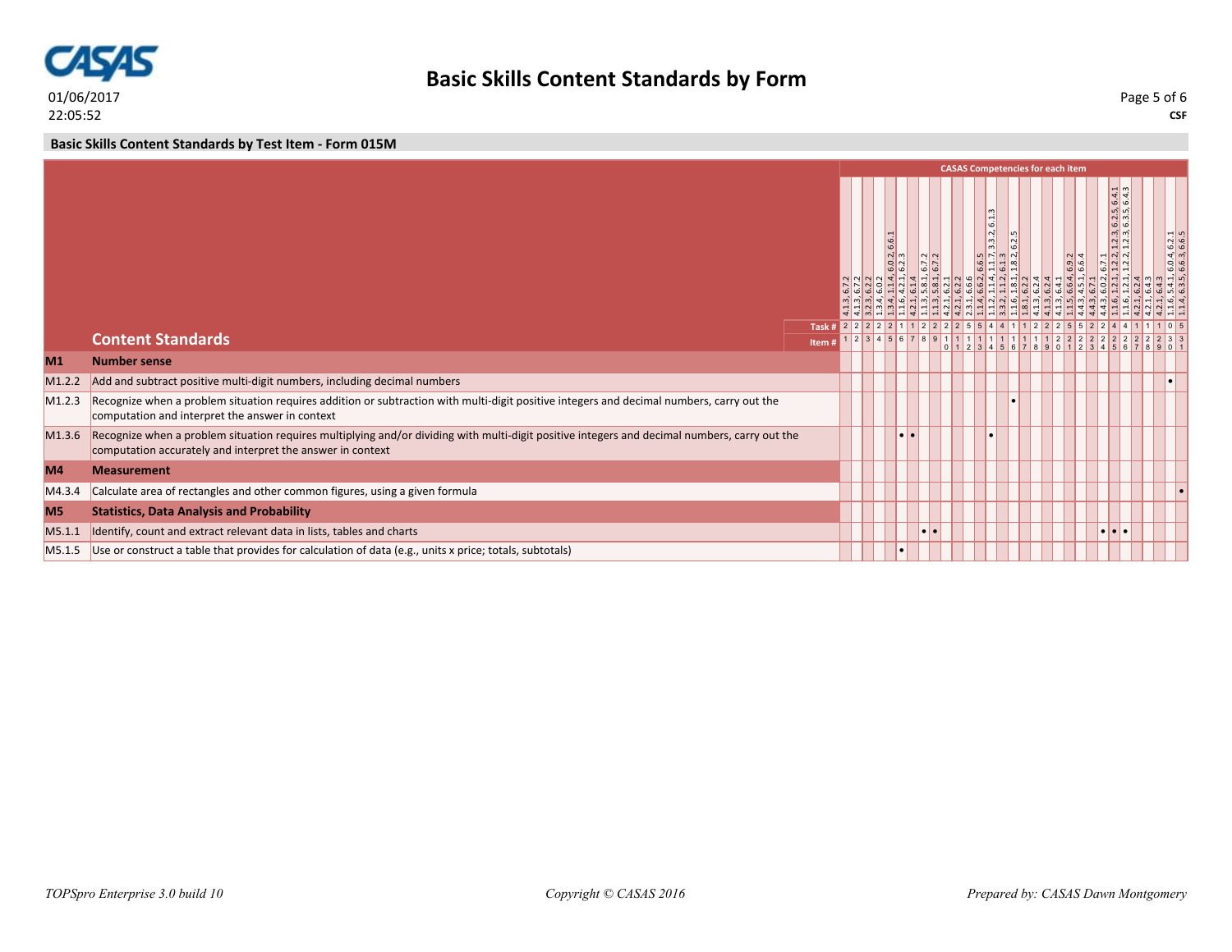# Basic Skills Content Standards by Form

01/06/2017
22:05:52

**CSF**

## Basic Skills Content Standards by Test Item - Form 015M

| | **CASAS Competencies for each item** | | | | | | | | | | | | | | | | | | | | | | | | | | | | | | | |
|---|---|---|---|---|---|---|---|---|---|---|---|---|---|---|---|---|---|---|---|---|---|---|---|---|---|---|---|---|---|---|---|---|
| | | 4.1.3, 6.7.2 | 4.1.3, 6.7.2 | 3.2.3, 6.2.2 | 1.3.4, 6.0.2 | 1.3.4, 1.1.4, 6.0.2, 6.6.1 | 1.1.6, 4.2.1, 6.2.3 | 4.2.1, 6.1.4 | 1.1.3, 5.8.1, 6.7.2 | 1.1.3, 5.8.1, 6.7.2 | 4.2.1, 6.2.1 | 4.2.1, 6.2.2 | 2.3.1, 6.6.6 | 1.1.4, 6.6.2, 6.6.5 | 1.1.2, 1.1.4, 1.1.7, 3.3.2, 6.1.3 | 3.3.2, 1.1.2, 6.1.3 | 1.1.6, 1.8.1, 1.8.2, 6.2.5 | 1.8.1, 6.2.2 | 4.1.3, 6.2.4 | 4.1.3, 6.2.4 | 4.1.3, 6.4.1 | 1.1.5, 6.6.4, 6.9.2 | 4.4.3, 4.5.1, 6.6.4 | 4.4.3, 6.7.1 | 4.4.3, 6.0.2, 6.7.1 | 1.1.6, 1.2.1, 1.2.2, 1.2.3, 6.2.5, 6.4.1 | 1.1.6, 1.2.1, 1.2.2, 1.2.3, 6.3.5, 6.4.3 | 4.2.1, 6.2.4 | 4.2.1, 6.4.3 | 4.2.1, 6.4.3 | 1.1.6, 5.4.1, 6.0.4, 6.2.1 | 1.1.4, 6.3.5, 6.6.3, 6.6.5 |
| | **Task #** | 2 | 2 | 2 | 2 | 2 | 1 | 1 | 2 | 2 | 2 | 2 | 5 | 5 | 4 | 4 | 1 | 1 | 2 | 2 | 2 | 5 | 5 | 2 | 2 | 4 | 4 | 1 | 1 | 1 | 0 | 5 |
| | **Content Standards** / **Item #** | 1 | 2 | 3 | 4 | 5 | 6 | 7 | 8 | 9 | 10 | 11 | 12 | 13 | 14 | 15 | 16 | 17 | 18 | 19 | 20 | 21 | 22 | 23 | 24 | 25 | 26 | 27 | 28 | 29 | 30 | 31 |
| **M1** | **Number sense** | | | | | | | | | | | | | | | | | | | | | | | | | | | | | | | |
| M1.2.2 | Add and subtract positive multi-digit numbers, including decimal numbers | | | | | | | | | | | | | | | | | | | | | | | | | | | | | | • | |
| M1.2.3 | Recognize when a problem situation requires addition or subtraction with multi-digit positive integers and decimal numbers, carry out the computation and interpret the answer in context | | | | | | | | | | | | | | | | • | | | | | | | | | | | | | | | |
| M1.3.6 | Recognize when a problem situation requires multiplying and/or dividing with multi-digit positive integers and decimal numbers, carry out the computation accurately and interpret the answer in context | | | | | | • | • | | | | | | | • | | | | | | | | | | | | | | | | | |
| **M4** | **Measurement** | | | | | | | | | | | | | | | | | | | | | | | | | | | | | | | |
| M4.3.4 | Calculate area of rectangles and other common figures, using a given formula | | | | | | | | | | | | | | | | | | | | | | | | | | | | | | | • |
| **M5** | **Statistics, Data Analysis and Probability** | | | | | | | | | | | | | | | | | | | | | | | | | | | | | | | |
| M5.1.1 | Identify, count and extract relevant data in lists, tables and charts | | | | | | | | • | • | | | | | | | | | | | | | | | • | • | • | | | | | |
| M5.1.5 | Use or construct a table that provides for calculation of data (e.g., units x price; totals, subtotals) | | | | | | • | | | | | | | | | | | | | | | | | | | | | | | | | |

*TOPSpro Enterprise 3.0 build 10* *Copyright © CASAS 2016* *Prepared by: CASAS Dawn Montgomery*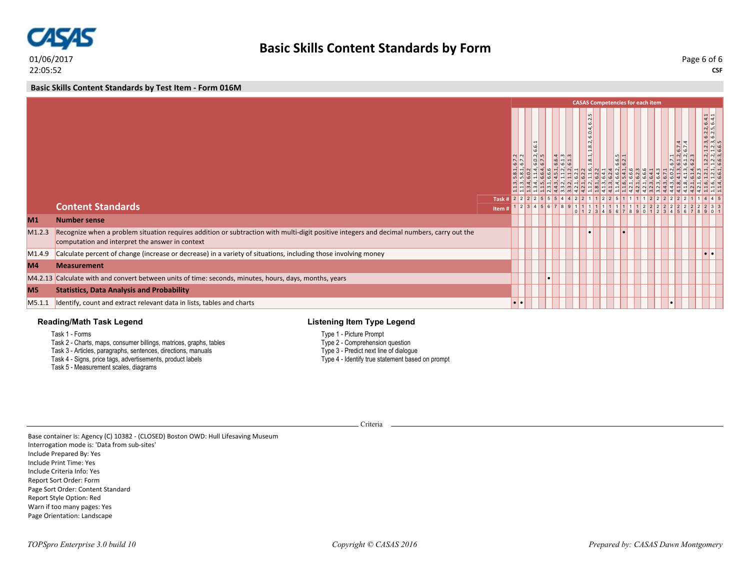# Basic Skills Content Standards by Form

01/06/2017
22:05:52

**CSF**

## Basic Skills Content Standards by Test Item - Form 016M

| | Content Standards | CASAS Competencies for each item | | | | | | | | | | | | | | | | | | | | | | | | | | | | | | |
|---|---|---|---|---|---|---|---|---|---|---|---|---|---|---|---|---|---|---|---|---|---|---|---|---|---|---|---|---|---|---|---|---|
| | Competencies | 1.1.3, 5.8.1, 6.7.2 | 1.1.3, 5.8.1, 6.7.2 | 1.3.4, 6.0.2 | 1.3.4, 1.1.4, 6.0.2, 6.6.1 | 1.1.5, 6.6.4, 6.7.5 | 2.3.1, 6.6.6 | 4.4.3, 4.5.1, 6.6.4 | 3.3.2, 1.1.2, 6.1.3 | 3.3.2, 1.1.2, 6.1.3 | 4.2.1, 6.2.1 | 4.2.1, 6.2.2 | 1.1.2, 1.1.6, 1.8.1, 1.8.2, 6.0.4, 6.2.5 | 1.8.1, 6.2.2 | 4.1.3, 6.4.1 | 4.1.3, 6.2.4 | 1.1.4, 6.6.2, 6.6.5 | 1.1.6, 5.4.1, 6.2.1 | 4.2.1, 6.6.6 | 4.2.1, 6.2.3 | 4.2.1, 6.6.6 | 3.2.3, 6.4.1 | 3.2.3, 6.4.3 | 4.4.3, 6.7.1 | 4.4.3, 6.0.2, 6.7.1 | 4.1.8, 4.1.3, 6.1.2, 6.7.4 | 4.1.8, 4.1.3, 6.1.2, 6.7.4 | 4.2.1, 6.1.4, 6.2.3 | 4.2.1, 6.2.3 | 1.1.6, 1.2.1, 1.2.2, 1.2.3, 6.2.2, 6.4.1 | 1.1.6, 1.2.1, 1.2.2, 1.2.3, 6.2.5, 6.4.1 | 1.1.4, 6.6.1, 6.6.3, 6.6.5 |
| | Task # | 2 | 2 | 2 | 2 | 5 | 5 | 5 | 4 | 4 | 2 | 2 | 1 | 1 | 2 | 2 | 5 | 1 | 1 | 1 | 1 | 2 | 2 | 2 | 2 | 2 | 2 | 1 | 1 | 4 | 4 | 5 |
| | Item # | 1 | 2 | 3 | 4 | 5 | 6 | 7 | 8 | 9 | 10 | 11 | 12 | 13 | 14 | 15 | 16 | 17 | 18 | 19 | 20 | 21 | 22 | 23 | 24 | 25 | 26 | 27 | 28 | 29 | 30 | 31 |
| **M1** | **Number sense** | | | | | | | | | | | | | | | | | | | | | | | | | | | | | | | |
| M1.2.3 | Recognize when a problem situation requires addition or subtraction with multi-digit positive integers and decimal numbers, carry out the computation and interpret the answer in context | | | | | | | | | | | | • | | | | | • | | | | | | | | | | | | | | |
| M1.4.9 | Calculate percent of change (increase or decrease) in a variety of situations, including those involving money | | | | | | | | | | | | | | | | | | | | | | | | | | | | | • | • | |
| **M4** | **Measurement** | | | | | | | | | | | | | | | | | | | | | | | | | | | | | | | |
| M4.2.13 | Calculate with and convert between units of time: seconds, minutes, hours, days, months, years | | | | | | • | | | | | | | | | | | | | | | | | | | | | | | | | |
| **M5** | **Statistics, Data Analysis and Probability** | | | | | | | | | | | | | | | | | | | | | | | | | | | | | | | |
| M5.1.1 | Identify, count and extract relevant data in lists, tables and charts | • | • | | | | | | | | | | | | | | | | | | | | | | • | | | | | | | |

### Reading/Math Task Legend

- Task 1 - Forms
- Task 2 - Charts, maps, consumer billings, matrices, graphs, tables
- Task 3 - Articles, paragraphs, sentences, directions, manuals
- Task 4 - Signs, price tags, advertisements, product labels
- Task 5 - Measurement scales, diagrams

### Listening Item Type Legend

- Type 1 - Picture Prompt
- Type 2 - Comprehension question
- Type 3 - Predict next line of dialogue
- Type 4 - Identify true statement based on prompt

Criteria

Base container is: Agency (C) 10382 - (CLOSED) Boston OWD: Hull Lifesaving Museum
Interrogation mode is: 'Data from sub-sites'
Include Prepared By: Yes
Include Print Time: Yes
Include Criteria Info: Yes
Report Sort Order: Form
Page Sort Order: Content Standard
Report Style Option: Red
Warn if too many pages: Yes
Page Orientation: Landscape

*TOPSpro Enterprise 3.0 build 10* *Copyright © CASAS 2016* *Prepared by: CASAS Dawn Montgomery*